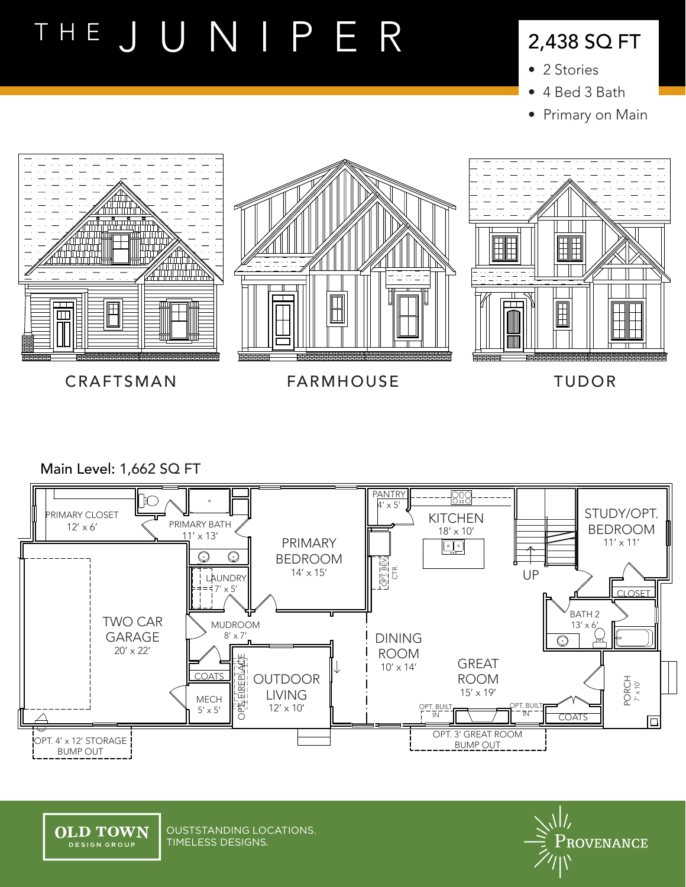# THE JUNIPER

## 2,438 SQ FT

- 2 Stories
- 4 Bed 3 Bath
- Primary on Main

CRAFTSMAN

FARMHOUSE

TUDOR

### Main Level: 1,662 SQ FT

PRIMARY CLOSET 12′ x 6′

PRIMARY BATH 11′ x 13′

PRIMARY BEDROOM 14′ x 15′

PANTRY 4′ x 5′

KITCHEN 18′ x 10′

OPT. BEV. CTR.

UP

STUDY/OPT. BEDROOM 11′ x 11′

CLOSET

LAUNDRY 7′ x 5′

TWO CAR GARAGE 20′ x 22′

MUDROOM 8′ x 7′

DINING ROOM 10′ x 14′

GREAT ROOM 15′ x 19′

BATH 2 13′ x 6′

COATS

OPT. FIREPLACE

OUTDOOR LIVING 12′ x 10′

MECH 5′ x 5′

OPT. BUILT IN

OPT. BUILT IN

COATS

PORCH 7′ x 10′

OPT. 4′ x 12′ STORAGE BUMP OUT

OPT. 3′ GREAT ROOM BUMP OUT

OLD TOWN DESIGN GROUP

OUSTSTANDING LOCATIONS. TIMELESS DESIGNS.

PROVENANCE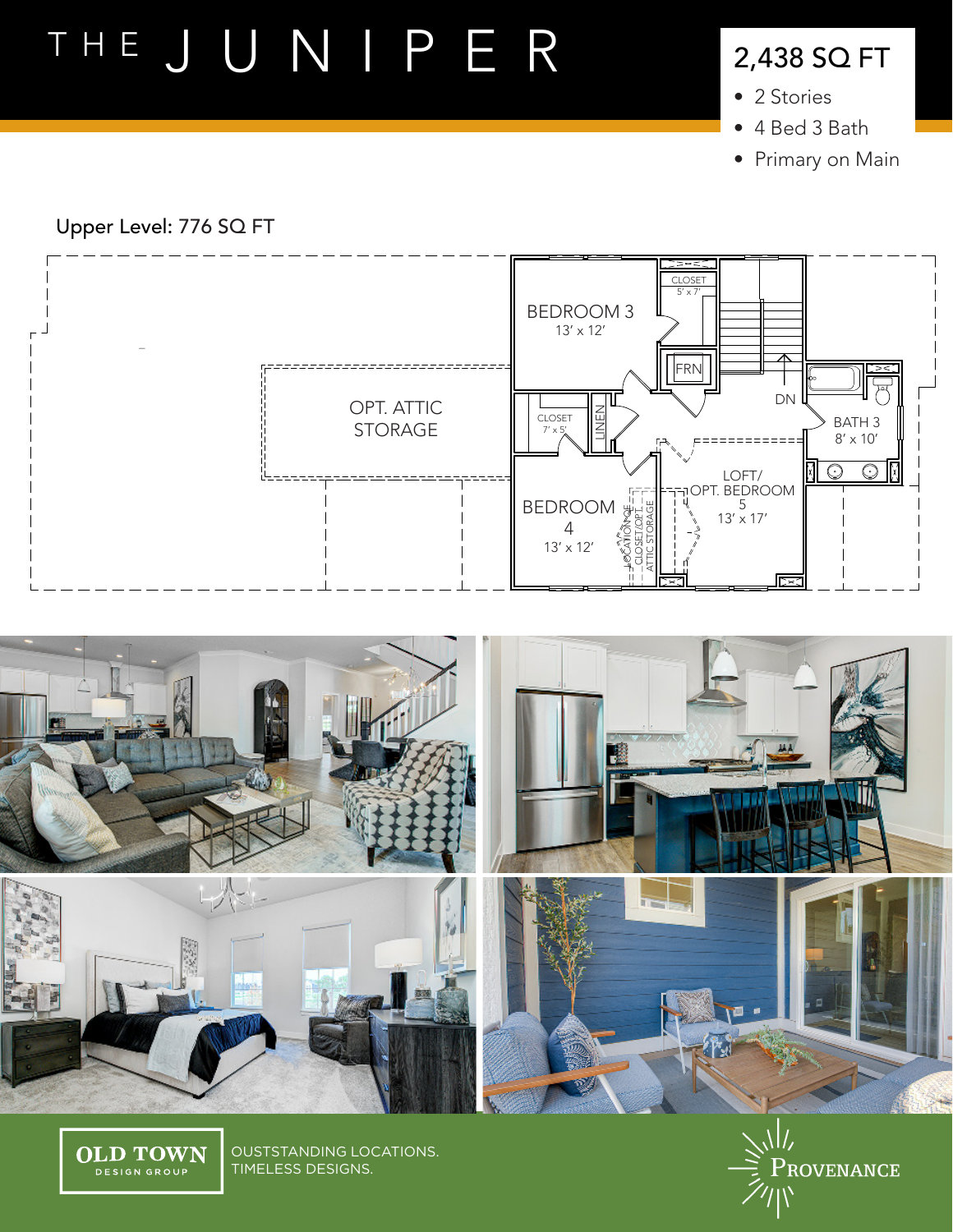# THE JUNIPER

## 2,438 SQ FT

- 2 Stories
- 4 Bed 3 Bath
- Primary on Main

Upper Level: 776 SQ FT

BEDROOM 3
13' x 12'

CLOSET
5' x 7'

FRN

DN

BATH 3
8' x 10'

OPT. ATTIC STORAGE

CLOSET
7' x 5'

LINEN

BEDROOM 4
13' x 12'

LOCATION OF CLOSET/OPT. ATTIC STORAGE

LOFT/ OPT. BEDROOM 5
13' x 17'

OLD TOWN DESIGN GROUP

OUSTSTANDING LOCATIONS.
TIMELESS DESIGNS.

PROVENANCE